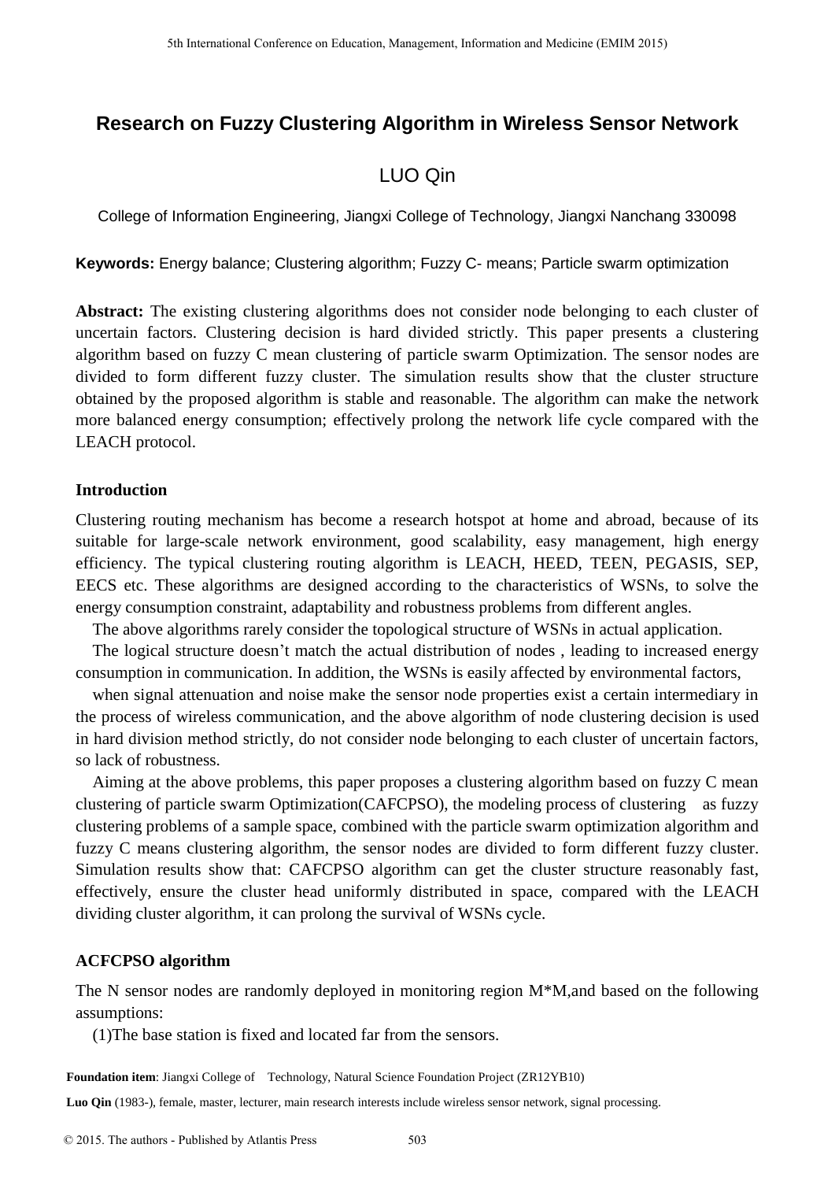# Research on Fuzzy Clustering Algorithm in Wireless Sensor Network

LUO Qin

College of Information Engineering, Jiangxi College of Technology, Jiangxi Nanchang 330098

**Keywords:** Energy balance; Clustering algorithm; Fuzzy C- means; Particle swarm optimization

**Abstract:** The existing clustering algorithms does not consider node belonging to each cluster of uncertain factors. Clustering decision is hard divided strictly. This paper presents a clustering algorithm based on fuzzy C mean clustering of particle swarm Optimization. The sensor nodes are divided to form different fuzzy cluster. The simulation results show that the cluster structure obtained by the proposed algorithm is stable and reasonable. The algorithm can make the network more balanced energy consumption; effectively prolong the network life cycle compared with the LEACH protocol.

## Introduction

Clustering routing mechanism has become a research hotspot at home and abroad, because of its suitable for large-scale network environment, good scalability, easy management, high energy efficiency. The typical clustering routing algorithm is LEACH, HEED, TEEN, PEGASIS, SEP, EECS etc. These algorithms are designed according to the characteristics of WSNs, to solve the energy consumption constraint, adaptability and robustness problems from different angles.

The above algorithms rarely consider the topological structure of WSNs in actual application.

The logical structure doesn't match the actual distribution of nodes , leading to increased energy consumption in communication. In addition, the WSNs is easily affected by environmental factors,

when signal attenuation and noise make the sensor node properties exist a certain intermediary in the process of wireless communication, and the above algorithm of node clustering decision is used in hard division method strictly, do not consider node belonging to each cluster of uncertain factors, so lack of robustness.

Aiming at the above problems, this paper proposes a clustering algorithm based on fuzzy C mean clustering of particle swarm Optimization(CAFCPSO), the modeling process of clustering as fuzzy clustering problems of a sample space, combined with the particle swarm optimization algorithm and fuzzy C means clustering algorithm, the sensor nodes are divided to form different fuzzy cluster. Simulation results show that: CAFCPSO algorithm can get the cluster structure reasonably fast, effectively, ensure the cluster head uniformly distributed in space, compared with the LEACH dividing cluster algorithm, it can prolong the survival of WSNs cycle.

## ACFCPSO algorithm

The N sensor nodes are randomly deployed in monitoring region M*M,and based on the following assumptions:

(1)The base station is fixed and located far from the sensors.

**Foundation item**: Jiangxi College of Technology, Natural Science Foundation Project (ZR12YB10)

**Luo Qin** (1983-), female, master, lecturer, main research interests include wireless sensor network, signal processing.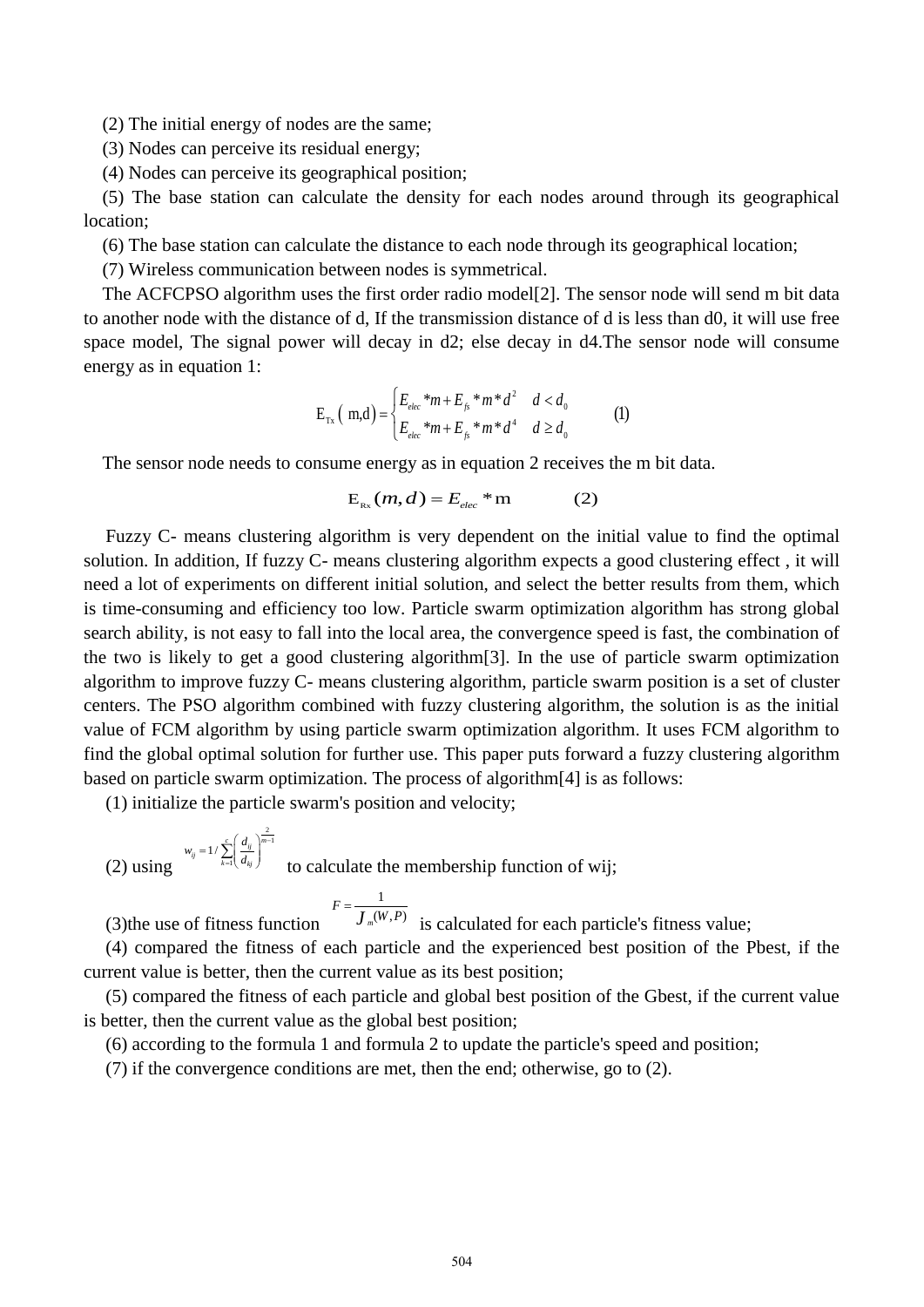(2) The initial energy of nodes are the same;

(3) Nodes can perceive its residual energy;

(4) Nodes can perceive its geographical position;

(5) The base station can calculate the density for each nodes around through its geographical location;

(6) The base station can calculate the distance to each node through its geographical location;

(7) Wireless communication between nodes is symmetrical.

The ACFCPSO algorithm uses the first order radio model[2]. The sensor node will send m bit data to another node with the distance of d, If the transmission distance of d is less than d0, it will use free space model, The signal power will decay in d2; else decay in d4.The sensor node will consume energy as in equation 1:

$$E_{Tx}(m,d)=\begin{cases} E_{elec}*m+E_{fs}*m*d^{2} & d<d_{0} \\ E_{elec}*m+E_{fs}*m*d^{4} & d\geq d_{0} \end{cases} \quad (1)$$

The sensor node needs to consume energy as in equation 2 receives the m bit data.

$$E_{Rx}(m,d)=E_{elec}*m \quad (2)$$

Fuzzy C- means clustering algorithm is very dependent on the initial value to find the optimal solution. In addition, If fuzzy C- means clustering algorithm expects a good clustering effect , it will need a lot of experiments on different initial solution, and select the better results from them, which is time-consuming and efficiency too low. Particle swarm optimization algorithm has strong global search ability, is not easy to fall into the local area, the convergence speed is fast, the combination of the two is likely to get a good clustering algorithm[3]. In the use of particle swarm optimization algorithm to improve fuzzy C- means clustering algorithm, particle swarm position is a set of cluster centers. The PSO algorithm combined with fuzzy clustering algorithm, the solution is as the initial value of FCM algorithm by using particle swarm optimization algorithm. It uses FCM algorithm to find the global optimal solution for further use. This paper puts forward a fuzzy clustering algorithm based on particle swarm optimization. The process of algorithm[4] is as follows:

(1) initialize the particle swarm's position and velocity;

(2) using $w_{ij}=1/\sum_{k=1}^{c}\left(\frac{d_{ij}}{d_{kj}}\right)^{\frac{2}{m-1}}$ to calculate the membership function of wij;

(3)the use of fitness function $F=\frac{1}{J_{m}(W,P)}$ is calculated for each particle's fitness value;

(4) compared the fitness of each particle and the experienced best position of the Pbest, if the current value is better, then the current value as its best position;

(5) compared the fitness of each particle and global best position of the Gbest, if the current value is better, then the current value as the global best position;

(6) according to the formula 1 and formula 2 to update the particle's speed and position;

(7) if the convergence conditions are met, then the end; otherwise, go to (2).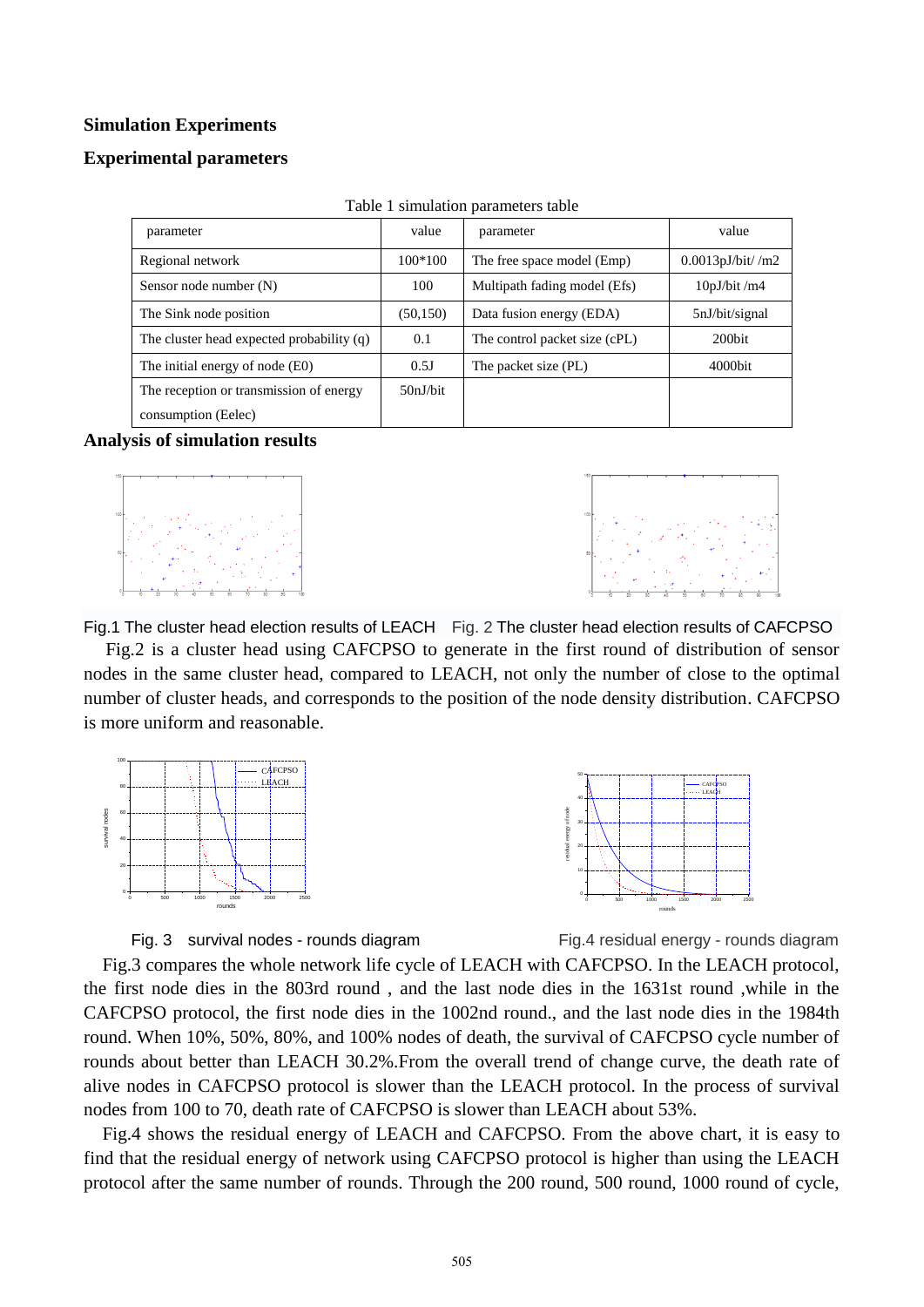## Simulation Experiments

### Experimental parameters

Table 1 simulation parameters table

| parameter | value | parameter | value |
|---|---|---|---|
| Regional network | 100*100 | The free space model (Emp) | 0.0013pJ/bit/ /m2 |
| Sensor node number (N) | 100 | Multipath fading model (Efs) | 10pJ/bit /m4 |
| The Sink node position | (50,150) | Data fusion energy (EDA) | 5nJ/bit/signal |
| The cluster head expected probability (q) | 0.1 | The control packet size (cPL) | 200bit |
| The initial energy of node (E0) | 0.5J | The packet size (PL) | 4000bit |
| The reception or transmission of energy consumption (Eelec) | 50nJ/bit | | |

### Analysis of simulation results

Fig.1 The cluster head election results of LEACH Fig. 2 The cluster head election results of CAFCPSO

Fig.2 is a cluster head using CAFCPSO to generate in the first round of distribution of sensor nodes in the same cluster head, compared to LEACH, not only the number of close to the optimal number of cluster heads, and corresponds to the position of the node density distribution. CAFCPSO is more uniform and reasonable.

Fig. 3 survival nodes - rounds diagram Fig.4 residual energy - rounds diagram

Fig.3 compares the whole network life cycle of LEACH with CAFCPSO. In the LEACH protocol, the first node dies in the 803rd round , and the last node dies in the 1631st round ,while in the CAFCPSO protocol, the first node dies in the 1002nd round., and the last node dies in the 1984th round. When 10%, 50%, 80%, and 100% nodes of death, the survival of CAFCPSO cycle number of rounds about better than LEACH 30.2%.From the overall trend of change curve, the death rate of alive nodes in CAFCPSO protocol is slower than the LEACH protocol. In the process of survival nodes from 100 to 70, death rate of CAFCPSO is slower than LEACH about 53%.

Fig.4 shows the residual energy of LEACH and CAFCPSO. From the above chart, it is easy to find that the residual energy of network using CAFCPSO protocol is higher than using the LEACH protocol after the same number of rounds. Through the 200 round, 500 round, 1000 round of cycle,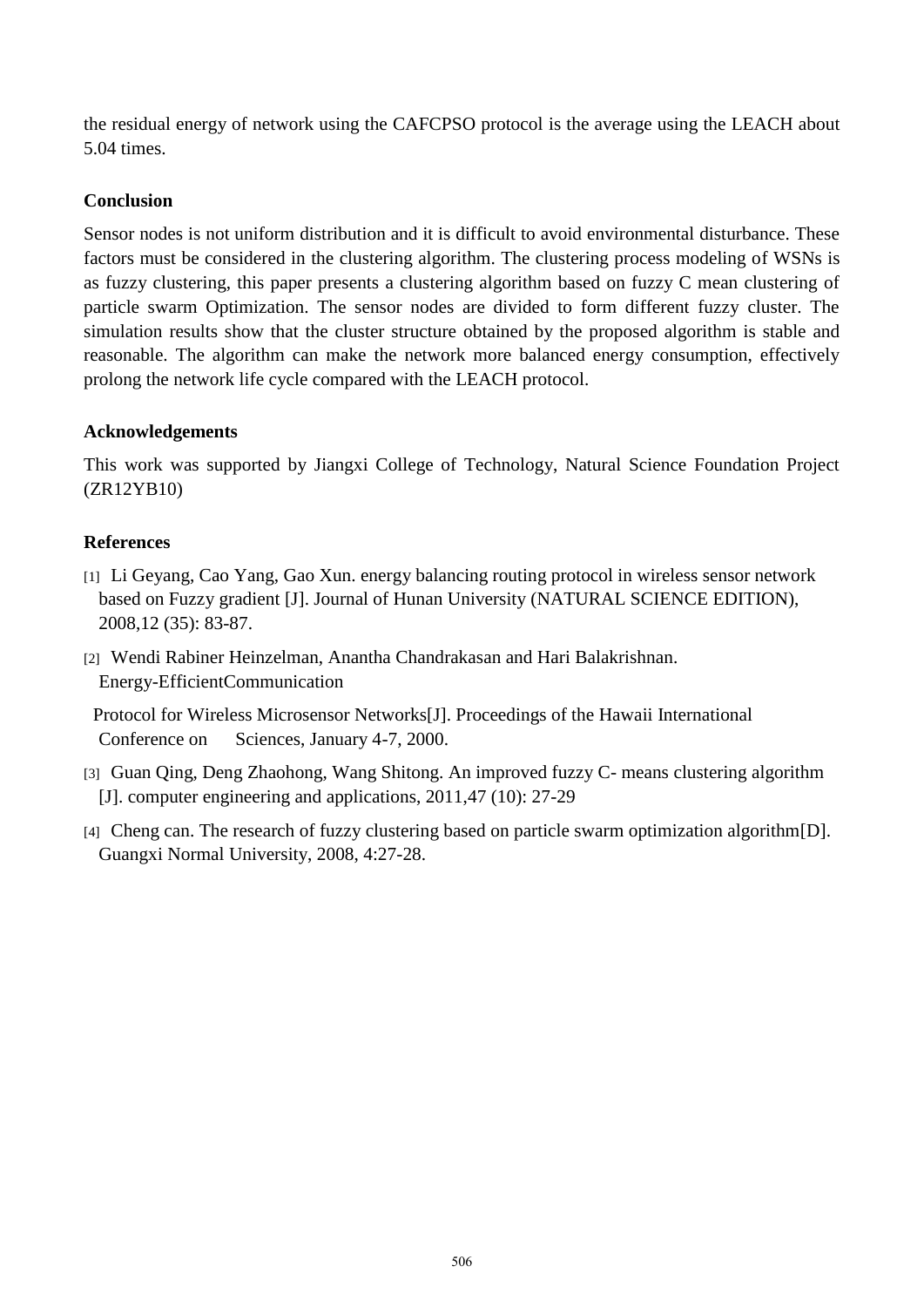the residual energy of network using the CAFCPSO protocol is the average using the LEACH about 5.04 times.

## Conclusion

Sensor nodes is not uniform distribution and it is difficult to avoid environmental disturbance. These factors must be considered in the clustering algorithm. The clustering process modeling of WSNs is as fuzzy clustering, this paper presents a clustering algorithm based on fuzzy C mean clustering of particle swarm Optimization. The sensor nodes are divided to form different fuzzy cluster. The simulation results show that the cluster structure obtained by the proposed algorithm is stable and reasonable. The algorithm can make the network more balanced energy consumption, effectively prolong the network life cycle compared with the LEACH protocol.

## Acknowledgements

This work was supported by Jiangxi College of Technology, Natural Science Foundation Project (ZR12YB10)

## References

[1] Li Geyang, Cao Yang, Gao Xun. energy balancing routing protocol in wireless sensor network based on Fuzzy gradient [J]. Journal of Hunan University (NATURAL SCIENCE EDITION), 2008,12 (35): 83-87.

[2] Wendi Rabiner Heinzelman, Anantha Chandrakasan and Hari Balakrishnan. Energy-EfficientCommunication

Protocol for Wireless Microsensor Networks[J]. Proceedings of the Hawaii International Conference on Sciences, January 4-7, 2000.

[3] Guan Qing, Deng Zhaohong, Wang Shitong. An improved fuzzy C- means clustering algorithm [J]. computer engineering and applications, 2011,47 (10): 27-29

[4] Cheng can. The research of fuzzy clustering based on particle swarm optimization algorithm[D]. Guangxi Normal University, 2008, 4:27-28.